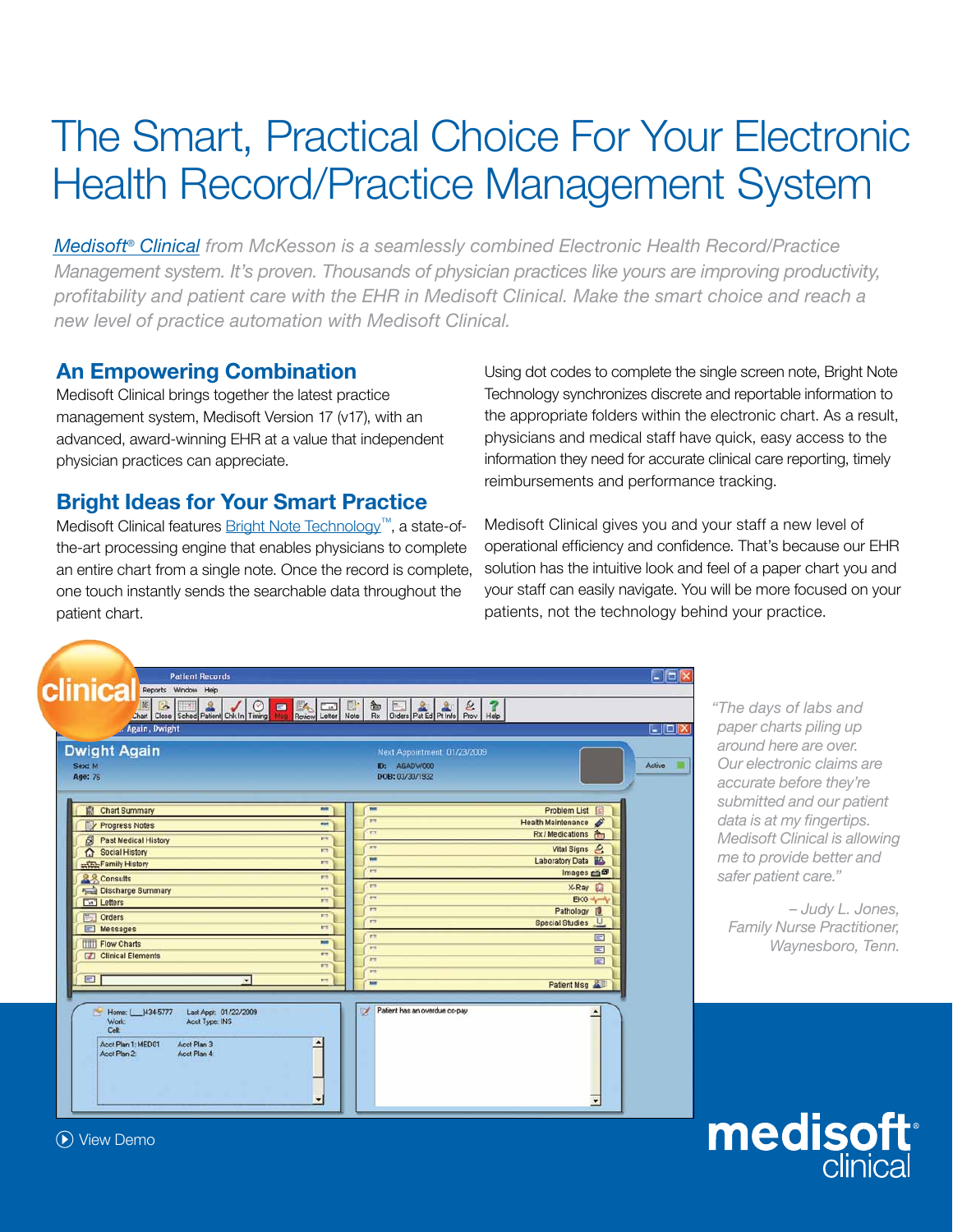# The Smart, Practical Choice For Your Electronic Health Record/Practice Management System

*Medisoft® Clinical from McKesson is a seamlessly combined Electronic Health Record/Practice Management system. It's proven. Thousands of physician practices like yours are improving productivity, profitability and patient care with the EHR in Medisoft Clinical. Make the smart choice and reach a new level of practice automation with Medisoft Clinical.*

## An Empowering Combination

Medisoft Clinical brings together the latest practice management system, Medisoft Version 17 (v17), with an advanced, award-winning EHR at a value that independent physician practices can appreciate.

## Bright Ideas for Your Smart Practice

Medisoft Clinical features Bright Note Technology™, a state-of-the-art processing engine that enables physicians to complete an entire chart from a single note. Once the record is complete, one touch instantly sends the searchable data throughout the patient chart.

Using dot codes to complete the single screen note, Bright Note Technology synchronizes discrete and reportable information to the appropriate folders within the electronic chart. As a result, physicians and medical staff have quick, easy access to the information they need for accurate clinical care reporting, timely reimbursements and performance tracking.

Medisoft Clinical gives you and your staff a new level of operational efficiency and confidence. That's because our EHR solution has the intuitive look and feel of a paper chart you and your staff can easily navigate. You will be more focused on your patients, not the technology behind your practice.

*"The days of labs and paper charts piling up around here are over. Our electronic claims are accurate before they're submitted and our patient data is at my fingertips. Medisoft Clinical is allowing me to provide better and safer patient care."*

*– Judy L. Jones, Family Nurse Practitioner, Waynesboro, Tenn.*

View Demo

medisoft® clinical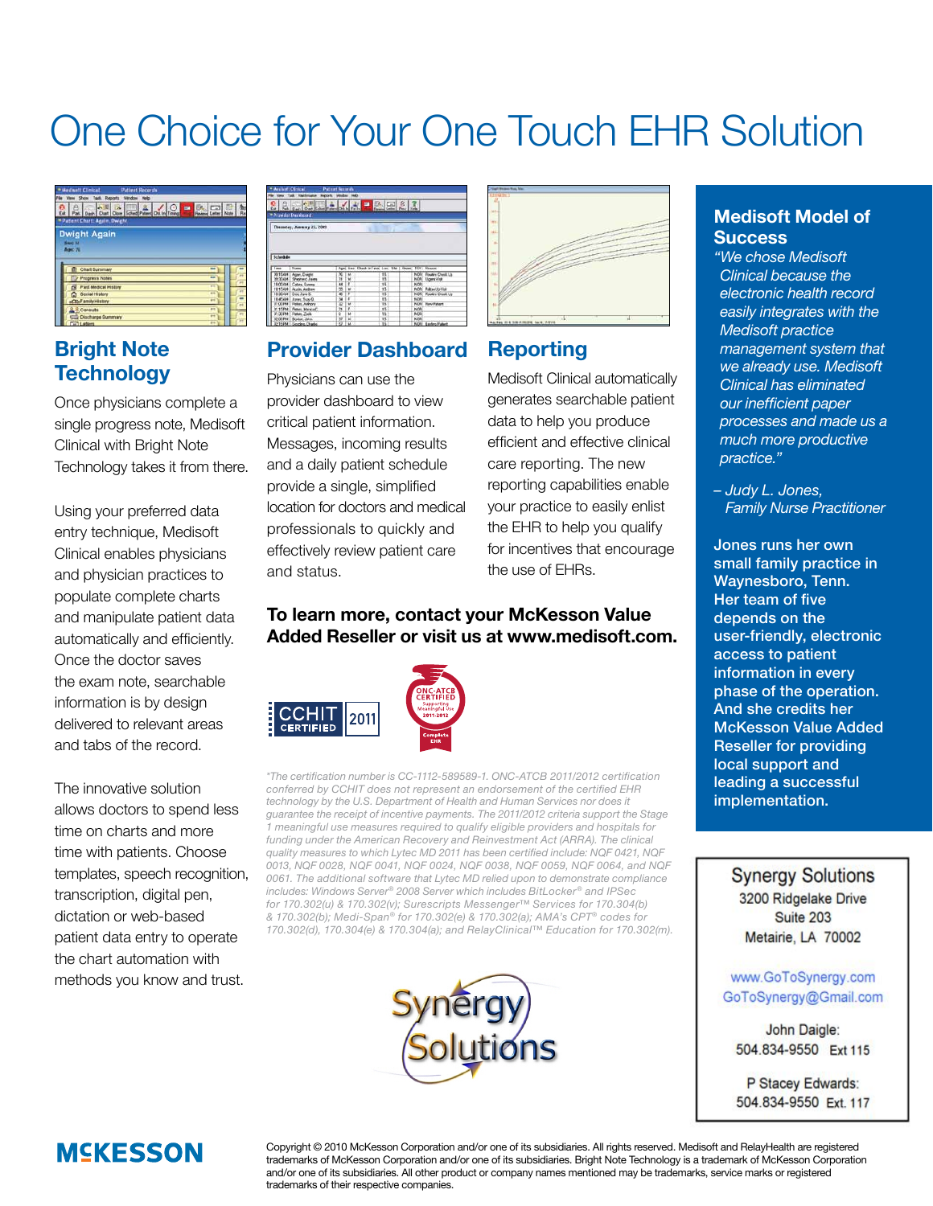# One Choice for Your One Touch EHR Solution

## Bright Note Technology

Once physicians complete a single progress note, Medisoft Clinical with Bright Note Technology takes it from there.

Using your preferred data entry technique, Medisoft Clinical enables physicians and physician practices to populate complete charts and manipulate patient data automatically and efficiently. Once the doctor saves the exam note, searchable information is by design delivered to relevant areas and tabs of the record.

The innovative solution allows doctors to spend less time on charts and more time with patients. Choose templates, speech recognition, transcription, digital pen, dictation or web-based patient data entry to operate the chart automation with methods you know and trust.

## Provider Dashboard

Physicians can use the provider dashboard to view critical patient information. Messages, incoming results and a daily patient schedule provide a single, simplified location for doctors and medical professionals to quickly and effectively review patient care and status.

## Reporting

Medisoft Clinical automatically generates searchable patient data to help you produce efficient and effective clinical care reporting. The new reporting capabilities enable your practice to easily enlist the EHR to help you qualify for incentives that encourage the use of EHRs.

**To learn more, contact your McKesson Value Added Reseller or visit us at www.medisoft.com.**

CCHIT CERTIFIED 2011

ONC-ATCB CERTIFIED Supporting Meaningful Use 2011-2012 Complete EHR

*\*The certification number is CC-1112-589589-1. ONC-ATCB 2011/2012 certification conferred by CCHIT does not represent an endorsement of the certified EHR technology by the U.S. Department of Health and Human Services nor does it guarantee the receipt of incentive payments. The 2011/2012 criteria support the Stage 1 meaningful use measures required to qualify eligible providers and hospitals for funding under the American Recovery and Reinvestment Act (ARRA). The clinical quality measures to which Lytec MD 2011 has been certified include: NQF 0421, NQF 0013, NQF 0028, NQF 0041, NQF 0024, NQF 0038, NQF 0059, NQF 0064, and NQF 0061. The additional software that Lytec MD relied upon to demonstrate compliance includes: Windows Server® 2008 Server which includes BitLocker® and IPSec for 170.302(u) & 170.302(v); Surescripts Messenger™ Services for 170.304(b) & 170.302(b); Medi-Span® for 170.302(e) & 170.302(a); AMA's CPT® codes for 170.302(d), 170.304(e) & 170.304(a); and RelayClinical™ Education for 170.302(m).*

## Medisoft Model of Success

*"We chose Medisoft Clinical because the electronic health record easily integrates with the Medisoft practice management system that we already use. Medisoft Clinical has eliminated our inefficient paper processes and made us a much more productive practice."*

*– Judy L. Jones, Family Nurse Practitioner*

Jones runs her own small family practice in Waynesboro, Tenn. Her team of five depends on the user-friendly, electronic access to patient information in every phase of the operation. And she credits her McKesson Value Added Reseller for providing local support and leading a successful implementation.

Synergy Solutions

Synergy Solutions
3200 Ridgelake Drive
Suite 203
Metairie, LA 70002

www.GoToSynergy.com
GoToSynergy@Gmail.com

John Daigle:
504.834-9550 Ext 115

P Stacey Edwards:
504.834-9550 Ext. 117

MCKESSON

Copyright © 2010 McKesson Corporation and/or one of its subsidiaries. All rights reserved. Medisoft and RelayHealth are registered trademarks of McKesson Corporation and/or one of its subsidiaries. Bright Note Technology is a trademark of McKesson Corporation and/or one of its subsidiaries. All other product or company names mentioned may be trademarks, service marks or registered trademarks of their respective companies.